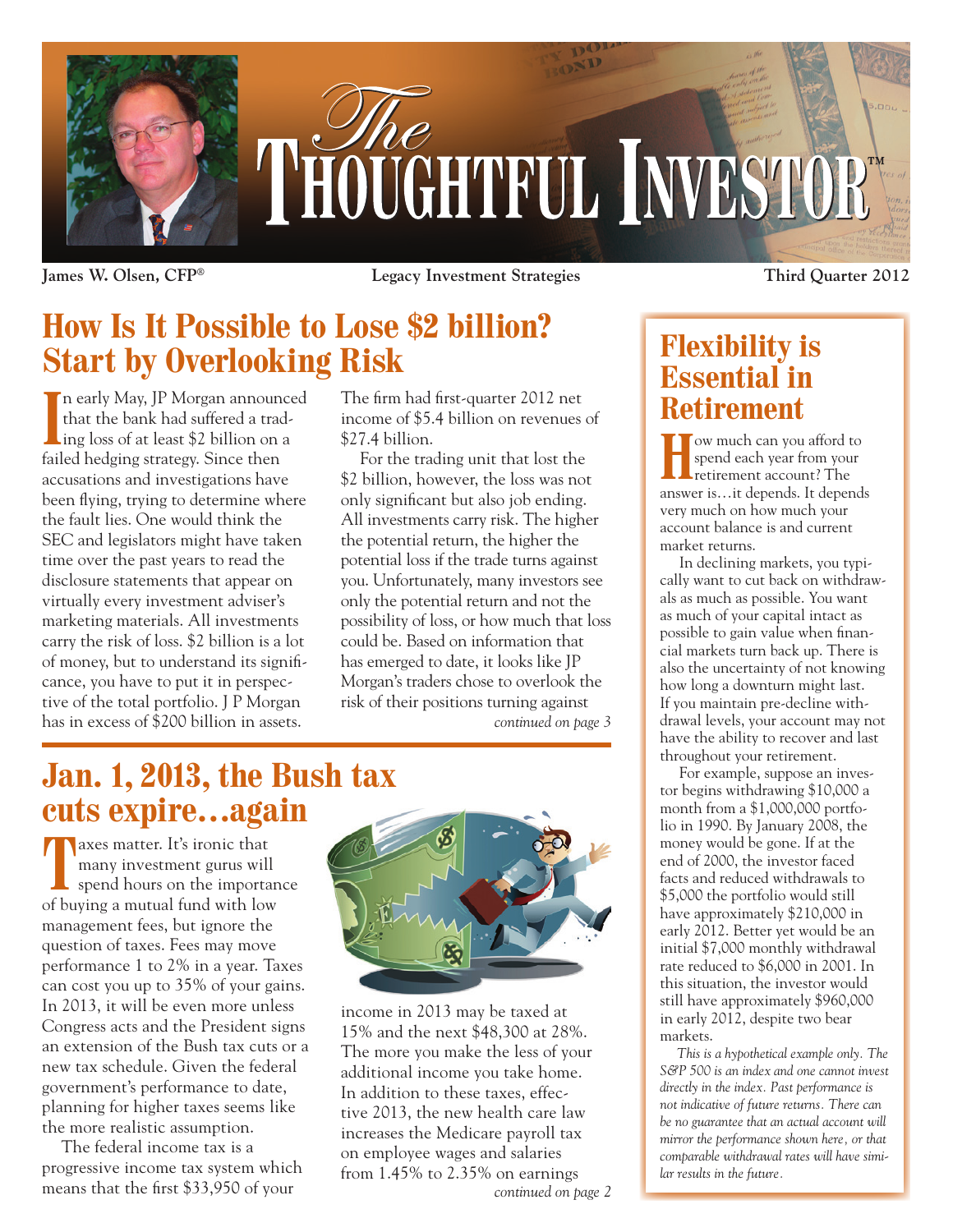# The Thoughtful Investor™

**James W. Olsen, CFP®** | **Legacy Investment Strategies** | **Third Quarter 2012**

## How Is It Possible to Lose $2 billion? Start by Overlooking Risk

In early May, JP Morgan announced that the bank had suffered a trading loss of at least $2 billion on a failed hedging strategy. Since then accusations and investigations have been flying, trying to determine where the fault lies. One would think the SEC and legislators might have taken time over the past years to read the disclosure statements that appear on virtually every investment adviser's marketing materials. All investments carry the risk of loss. $2 billion is a lot of money, but to understand its significance, you have to put it in perspective of the total portfolio. J P Morgan has in excess of $200 billion in assets. The firm had first-quarter 2012 net income of $5.4 billion on revenues of $27.4 billion.

For the trading unit that lost the $2 billion, however, the loss was not only significant but also job ending. All investments carry risk. The higher the potential return, the higher the potential loss if the trade turns against you. Unfortunately, many investors see only the potential return and not the possibility of loss, or how much that loss could be. Based on information that has emerged to date, it looks like JP Morgan's traders chose to overlook the risk of their positions turning against

*continued on page 3*

## Jan. 1, 2013, the Bush tax cuts expire…again

Taxes matter. It's ironic that many investment gurus will spend hours on the importance of buying a mutual fund with low management fees, but ignore the question of taxes. Fees may move performance 1 to 2% in a year. Taxes can cost you up to 35% of your gains. In 2013, it will be even more unless Congress acts and the President signs an extension of the Bush tax cuts or a new tax schedule. Given the federal government's performance to date, planning for higher taxes seems like the more realistic assumption.

The federal income tax is a progressive income tax system which means that the first $33,950 of your income in 2013 may be taxed at 15% and the next $48,300 at 28%. The more you make the less of your additional income you take home. In addition to these taxes, effective 2013, the new health care law increases the Medicare payroll tax on employee wages and salaries from 1.45% to 2.35% on earnings

*continued on page 2*

## Flexibility is Essential in Retirement

How much can you afford to spend each year from your retirement account? The answer is…it depends. It depends very much on how much your account balance is and current market returns.

In declining markets, you typically want to cut back on withdrawals as much as possible. You want as much of your capital intact as possible to gain value when financial markets turn back up. There is also the uncertainty of not knowing how long a downturn might last. If you maintain pre-decline withdrawal levels, your account may not have the ability to recover and last throughout your retirement.

For example, suppose an investor begins withdrawing $10,000 a month from a $1,000,000 portfolio in 1990. By January 2008, the money would be gone. If at the end of 2000, the investor faced facts and reduced withdrawals to $5,000 the portfolio would still have approximately $210,000 in early 2012. Better yet would be an initial $7,000 monthly withdrawal rate reduced to $6,000 in 2001. In this situation, the investor would still have approximately $960,000 in early 2012, despite two bear markets.

*This is a hypothetical example only. The S&P 500 is an index and one cannot invest directly in the index. Past performance is not indicative of future returns. There can be no guarantee that an actual account will mirror the performance shown here, or that comparable withdrawal rates will have similar results in the future.*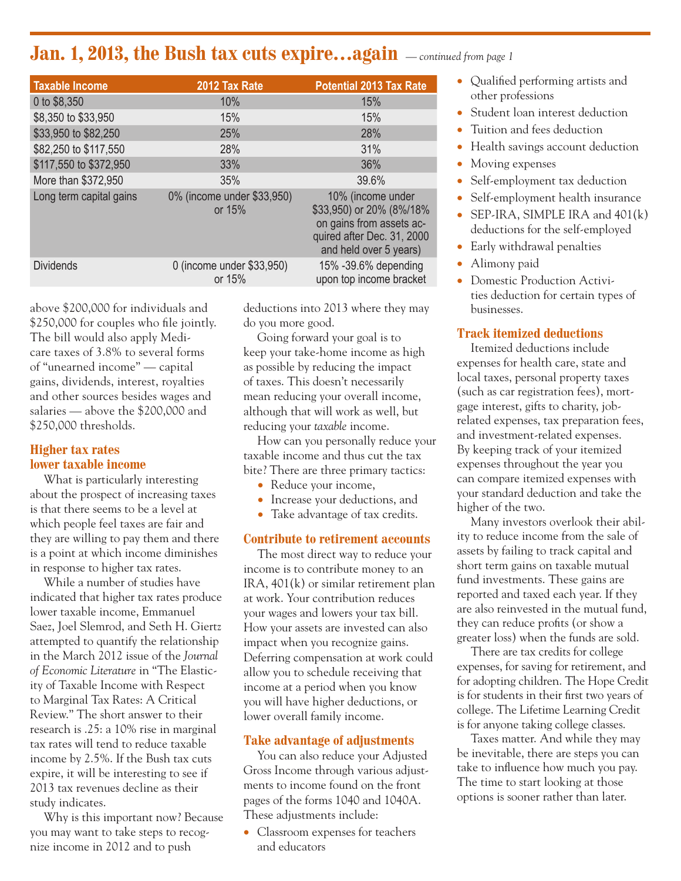## Jan. 1, 2013, the Bush tax cuts expire…again *— continued from page 1*

| Taxable Income | 2012 Tax Rate | Potential 2013 Tax Rate |
|---|---|---|
| 0 to $8,350 | 10% | 15% |
| $8,350 to $33,950 | 15% | 15% |
| $33,950 to $82,250 | 25% | 28% |
| $82,250 to $117,550 | 28% | 31% |
| $117,550 to $372,950 | 33% | 36% |
| More than $372,950 | 35% | 39.6% |
| Long term capital gains | 0% (income under $33,950) or 15% | 10% (income under $33,950) or 20% (8%/18% on gains from assets acquired after Dec. 31, 2000 and held over 5 years) |
| Dividends | 0 (income under $33,950) or 15% | 15% -39.6% depending upon top income bracket |

above $200,000 for individuals and $250,000 for couples who file jointly. The bill would also apply Medicare taxes of 3.8% to several forms of "unearned income" — capital gains, dividends, interest, royalties and other sources besides wages and salaries — above the $200,000 and $250,000 thresholds.

### Higher tax rates lower taxable income

What is particularly interesting about the prospect of increasing taxes is that there seems to be a level at which people feel taxes are fair and they are willing to pay them and there is a point at which income diminishes in response to higher tax rates.

While a number of studies have indicated that higher tax rates produce lower taxable income, Emmanuel Saez, Joel Slemrod, and Seth H. Giertz attempted to quantify the relationship in the March 2012 issue of the *Journal of Economic Literature* in "The Elasticity of Taxable Income with Respect to Marginal Tax Rates: A Critical Review." The short answer to their research is .25: a 10% rise in marginal tax rates will tend to reduce taxable income by 2.5%. If the Bush tax cuts expire, it will be interesting to see if 2013 tax revenues decline as their study indicates.

Why is this important now? Because you may want to take steps to recognize income in 2012 and to push deductions into 2013 where they may do you more good.

Going forward your goal is to keep your take-home income as high as possible by reducing the impact of taxes. This doesn't necessarily mean reducing your overall income, although that will work as well, but reducing your *taxable* income.

How can you personally reduce your taxable income and thus cut the tax bite? There are three primary tactics:

- Reduce your income,
- Increase your deductions, and
- Take advantage of tax credits.

### Contribute to retirement accounts

The most direct way to reduce your income is to contribute money to an IRA, 401(k) or similar retirement plan at work. Your contribution reduces your wages and lowers your tax bill. How your assets are invested can also impact when you recognize gains. Deferring compensation at work could allow you to schedule receiving that income at a period when you know you will have higher deductions, or lower overall family income.

### Take advantage of adjustments

You can also reduce your Adjusted Gross Income through various adjustments to income found on the front pages of the forms 1040 and 1040A. These adjustments include:

- Classroom expenses for teachers and educators
- Qualified performing artists and other professions
- Student loan interest deduction
- Tuition and fees deduction
- Health savings account deduction
- Moving expenses
- Self-employment tax deduction
- Self-employment health insurance
- SEP-IRA, SIMPLE IRA and 401(k) deductions for the self-employed
- Early withdrawal penalties
- Alimony paid
- Domestic Production Activities deduction for certain types of businesses.

### Track itemized deductions

Itemized deductions include expenses for health care, state and local taxes, personal property taxes (such as car registration fees), mortgage interest, gifts to charity, job-related expenses, tax preparation fees, and investment-related expenses. By keeping track of your itemized expenses throughout the year you can compare itemized expenses with your standard deduction and take the higher of the two.

Many investors overlook their ability to reduce income from the sale of assets by failing to track capital and short term gains on taxable mutual fund investments. These gains are reported and taxed each year. If they are also reinvested in the mutual fund, they can reduce profits (or show a greater loss) when the funds are sold.

There are tax credits for college expenses, for saving for retirement, and for adopting children. The Hope Credit is for students in their first two years of college. The Lifetime Learning Credit is for anyone taking college classes.

Taxes matter. And while they may be inevitable, there are steps you can take to influence how much you pay. The time to start looking at those options is sooner rather than later.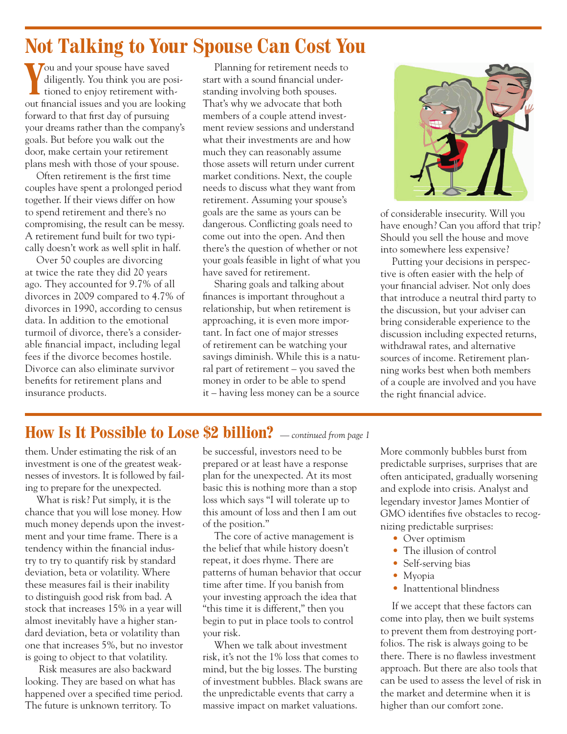# Not Talking to Your Spouse Can Cost You

You and your spouse have saved diligently. You think you are positioned to enjoy retirement without financial issues and you are looking forward to that first day of pursuing your dreams rather than the company's goals. But before you walk out the door, make certain your retirement plans mesh with those of your spouse.

Often retirement is the first time couples have spent a prolonged period together. If their views differ on how to spend retirement and there's no compromising, the result can be messy. A retirement fund built for two typically doesn't work as well split in half.

Over 50 couples are divorcing at twice the rate they did 20 years ago. They accounted for 9.7% of all divorces in 2009 compared to 4.7% of divorces in 1990, according to census data. In addition to the emotional turmoil of divorce, there's a considerable financial impact, including legal fees if the divorce becomes hostile. Divorce can also eliminate survivor benefits for retirement plans and insurance products.

Planning for retirement needs to start with a sound financial understanding involving both spouses. That's why we advocate that both members of a couple attend investment review sessions and understand what their investments are and how much they can reasonably assume those assets will return under current market conditions. Next, the couple needs to discuss what they want from retirement. Assuming your spouse's goals are the same as yours can be dangerous. Conflicting goals need to come out into the open. And then there's the question of whether or not your goals feasible in light of what you have saved for retirement.

Sharing goals and talking about finances is important throughout a relationship, but when retirement is approaching, it is even more important. In fact one of major stresses of retirement can be watching your savings diminish. While this is a natural part of retirement – you saved the money in order to be able to spend it – having less money can be a source of considerable insecurity. Will you have enough? Can you afford that trip? Should you sell the house and move into somewhere less expensive?

Putting your decisions in perspective is often easier with the help of your financial adviser. Not only does that introduce a neutral third party to the discussion, but your adviser can bring considerable experience to the discussion including expected returns, withdrawal rates, and alternative sources of income. Retirement planning works best when both members of a couple are involved and you have the right financial advice.

# How Is It Possible to Lose $2 billion? *— continued from page 1*

them. Under estimating the risk of an investment is one of the greatest weaknesses of investors. It is followed by failing to prepare for the unexpected.

What is risk? Put simply, it is the chance that you will lose money. How much money depends upon the investment and your time frame. There is a tendency within the financial industry to try to quantify risk by standard deviation, beta or volatility. Where these measures fail is their inability to distinguish good risk from bad. A stock that increases 15% in a year will almost inevitably have a higher standard deviation, beta or volatility than one that increases 5%, but no investor is going to object to that volatility.

Risk measures are also backward looking. They are based on what has happened over a specified time period. The future is unknown territory. To be successful, investors need to be prepared or at least have a response plan for the unexpected. At its most basic this is nothing more than a stop loss which says "I will tolerate up to this amount of loss and then I am out of the position."

The core of active management is the belief that while history doesn't repeat, it does rhyme. There are patterns of human behavior that occur time after time. If you banish from your investing approach the idea that "this time it is different," then you begin to put in place tools to control your risk.

When we talk about investment risk, it's not the 1% loss that comes to mind, but the big losses. The bursting of investment bubbles. Black swans are the unpredictable events that carry a massive impact on market valuations. More commonly bubbles burst from predictable surprises, surprises that are often anticipated, gradually worsening and explode into crisis. Analyst and legendary investor James Montier of GMO identifies five obstacles to recognizing predictable surprises:

- Over optimism
- The illusion of control
- Self-serving bias
- Myopia
- Inattentional blindness

If we accept that these factors can come into play, then we built systems to prevent them from destroying portfolios. The risk is always going to be there. There is no flawless investment approach. But there are also tools that can be used to assess the level of risk in the market and determine when it is higher than our comfort zone.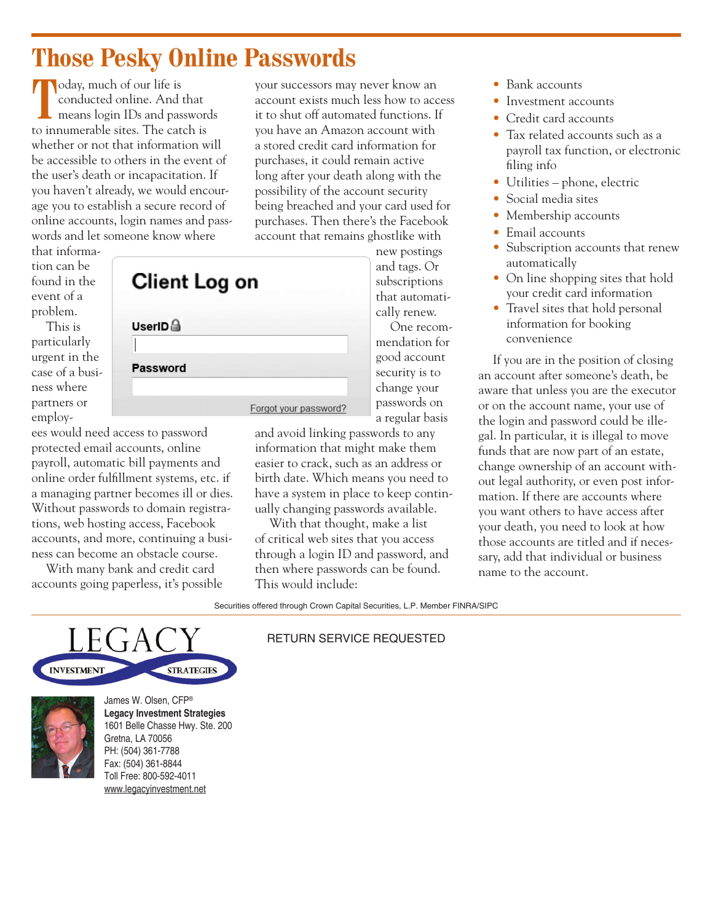# Those Pesky Online Passwords

Today, much of our life is conducted online. And that means login IDs and passwords to innumerable sites. The catch is whether or not that information will be accessible to others in the event of the user's death or incapacitation. If you haven't already, we would encourage you to establish a secure record of online accounts, login names and passwords and let someone know where that information can be found in the event of a problem.

This is particularly urgent in the case of a business where partners or employees would need access to password protected email accounts, online payroll, automatic bill payments and online order fulfillment systems, etc. if a managing partner becomes ill or dies. Without passwords to domain registrations, web hosting access, Facebook accounts, and more, continuing a business can become an obstacle course.

With many bank and credit card accounts going paperless, it's possible your successors may never know an account exists much less how to access it to shut off automated functions. If you have an Amazon account with a stored credit card information for purchases, it could remain active long after your death along with the possibility of the account security being breached and your card used for purchases. Then there's the Facebook account that remains ghostlike with new postings and tags. Or subscriptions that automatically renew.

Client Log on

UserID

Password

Forgot your password?

One recommendation for good account security is to change your passwords on a regular basis and avoid linking passwords to any information that might make them easier to crack, such as an address or birth date. Which means you need to have a system in place to keep continually changing passwords available.

With that thought, make a list of critical web sites that you access through a login ID and password, and then where passwords can be found. This would include:

- Bank accounts
- Investment accounts
- Credit card accounts
- Tax related accounts such as a payroll tax function, or electronic filing info
- Utilities – phone, electric
- Social media sites
- Membership accounts
- Email accounts
- Subscription accounts that renew automatically
- On line shopping sites that hold your credit card information
- Travel sites that hold personal information for booking convenience

If you are in the position of closing an account after someone's death, be aware that unless you are the executor or on the account name, your use of the login and password could be illegal. In particular, it is illegal to move funds that are now part of an estate, change ownership of an account without legal authority, or even post information. If there are accounts where you want others to have access after your death, you need to look at how those accounts are titled and if necessary, add that individual or business name to the account.

Securities offered through Crown Capital Securities, L.P. Member FINRA/SIPC

LEGACY INVESTMENT STRATEGIES

RETURN SERVICE REQUESTED

James W. Olsen, CFP®
**Legacy Investment Strategies**
1601 Belle Chasse Hwy. Ste. 200
Gretna, LA 70056
PH: (504) 361-7788
Fax: (504) 361-8844
Toll Free: 800-592-4011
www.legacyinvestment.net